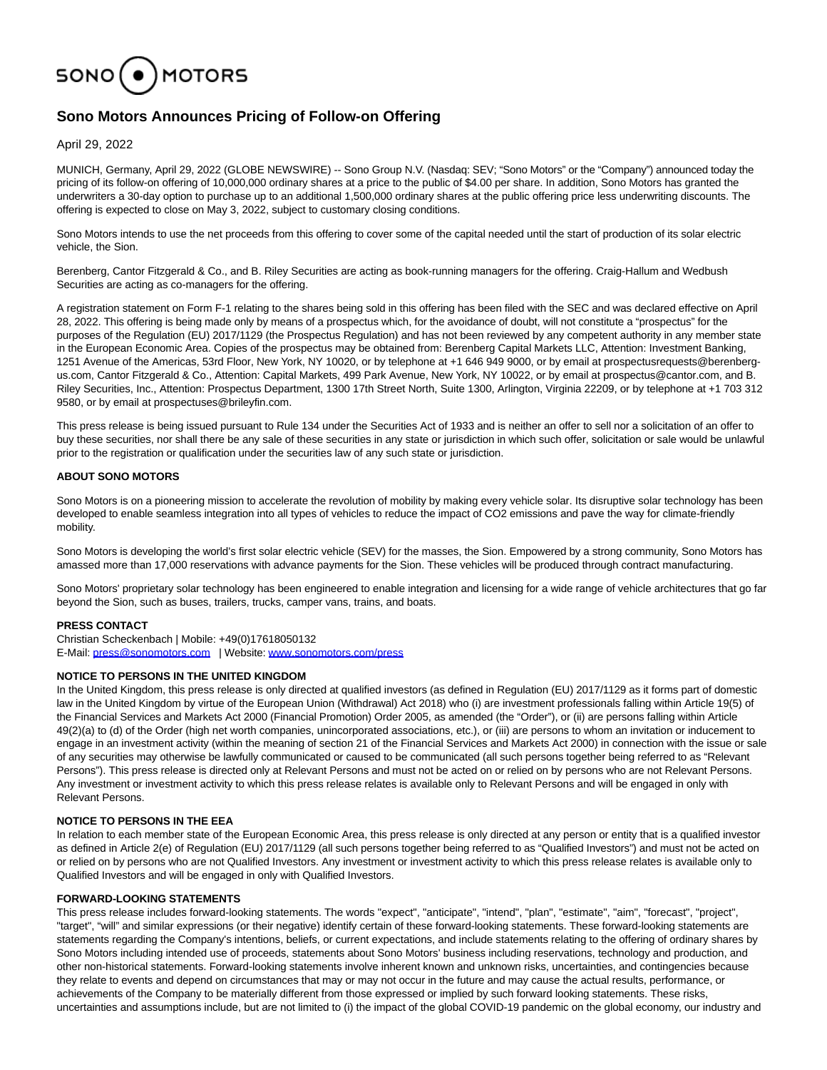SONO MOTORS

# Sono Motors Announces Pricing of Follow-on Offering

April 29, 2022

MUNICH, Germany, April 29, 2022 (GLOBE NEWSWIRE) -- Sono Group N.V. (Nasdaq: SEV; "Sono Motors" or the "Company") announced today the pricing of its follow-on offering of 10,000,000 ordinary shares at a price to the public of $4.00 per share. In addition, Sono Motors has granted the underwriters a 30-day option to purchase up to an additional 1,500,000 ordinary shares at the public offering price less underwriting discounts. The offering is expected to close on May 3, 2022, subject to customary closing conditions.

Sono Motors intends to use the net proceeds from this offering to cover some of the capital needed until the start of production of its solar electric vehicle, the Sion.

Berenberg, Cantor Fitzgerald & Co., and B. Riley Securities are acting as book-running managers for the offering. Craig-Hallum and Wedbush Securities are acting as co-managers for the offering.

A registration statement on Form F-1 relating to the shares being sold in this offering has been filed with the SEC and was declared effective on April 28, 2022. This offering is being made only by means of a prospectus which, for the avoidance of doubt, will not constitute a "prospectus" for the purposes of the Regulation (EU) 2017/1129 (the Prospectus Regulation) and has not been reviewed by any competent authority in any member state in the European Economic Area. Copies of the prospectus may be obtained from: Berenberg Capital Markets LLC, Attention: Investment Banking, 1251 Avenue of the Americas, 53rd Floor, New York, NY 10020, or by telephone at +1 646 949 9000, or by email at prospectusrequests@berenberg-us.com, Cantor Fitzgerald & Co., Attention: Capital Markets, 499 Park Avenue, New York, NY 10022, or by email at prospectus@cantor.com, and B. Riley Securities, Inc., Attention: Prospectus Department, 1300 17th Street North, Suite 1300, Arlington, Virginia 22209, or by telephone at +1 703 312 9580, or by email at prospectuses@brileyfin.com.

This press release is being issued pursuant to Rule 134 under the Securities Act of 1933 and is neither an offer to sell nor a solicitation of an offer to buy these securities, nor shall there be any sale of these securities in any state or jurisdiction in which such offer, solicitation or sale would be unlawful prior to the registration or qualification under the securities law of any such state or jurisdiction.

**ABOUT SONO MOTORS**

Sono Motors is on a pioneering mission to accelerate the revolution of mobility by making every vehicle solar. Its disruptive solar technology has been developed to enable seamless integration into all types of vehicles to reduce the impact of CO2 emissions and pave the way for climate-friendly mobility.

Sono Motors is developing the world's first solar electric vehicle (SEV) for the masses, the Sion. Empowered by a strong community, Sono Motors has amassed more than 17,000 reservations with advance payments for the Sion. These vehicles will be produced through contract manufacturing.

Sono Motors' proprietary solar technology has been engineered to enable integration and licensing for a wide range of vehicle architectures that go far beyond the Sion, such as buses, trailers, trucks, camper vans, trains, and boats.

**PRESS CONTACT**
Christian Scheckenbach | Mobile: +49(0)17618050132
E-Mail: press@sonomotors.com | Website: www.sonomotors.com/press

**NOTICE TO PERSONS IN THE UNITED KINGDOM**
In the United Kingdom, this press release is only directed at qualified investors (as defined in Regulation (EU) 2017/1129 as it forms part of domestic law in the United Kingdom by virtue of the European Union (Withdrawal) Act 2018) who (i) are investment professionals falling within Article 19(5) of the Financial Services and Markets Act 2000 (Financial Promotion) Order 2005, as amended (the "Order"), or (ii) are persons falling within Article 49(2)(a) to (d) of the Order (high net worth companies, unincorporated associations, etc.), or (iii) are persons to whom an invitation or inducement to engage in an investment activity (within the meaning of section 21 of the Financial Services and Markets Act 2000) in connection with the issue or sale of any securities may otherwise be lawfully communicated or caused to be communicated (all such persons together being referred to as "Relevant Persons"). This press release is directed only at Relevant Persons and must not be acted on or relied on by persons who are not Relevant Persons. Any investment or investment activity to which this press release relates is available only to Relevant Persons and will be engaged in only with Relevant Persons.

**NOTICE TO PERSONS IN THE EEA**
In relation to each member state of the European Economic Area, this press release is only directed at any person or entity that is a qualified investor as defined in Article 2(e) of Regulation (EU) 2017/1129 (all such persons together being referred to as "Qualified Investors") and must not be acted on or relied on by persons who are not Qualified Investors. Any investment or investment activity to which this press release relates is available only to Qualified Investors and will be engaged in only with Qualified Investors.

**FORWARD-LOOKING STATEMENTS**
This press release includes forward-looking statements. The words "expect", "anticipate", "intend", "plan", "estimate", "aim", "forecast", "project", "target", "will" and similar expressions (or their negative) identify certain of these forward-looking statements. These forward-looking statements are statements regarding the Company's intentions, beliefs, or current expectations, and include statements relating to the offering of ordinary shares by Sono Motors including intended use of proceeds, statements about Sono Motors' business including reservations, technology and production, and other non-historical statements. Forward-looking statements involve inherent known and unknown risks, uncertainties, and contingencies because they relate to events and depend on circumstances that may or may not occur in the future and may cause the actual results, performance, or achievements of the Company to be materially different from those expressed or implied by such forward looking statements. These risks, uncertainties and assumptions include, but are not limited to (i) the impact of the global COVID-19 pandemic on the global economy, our industry and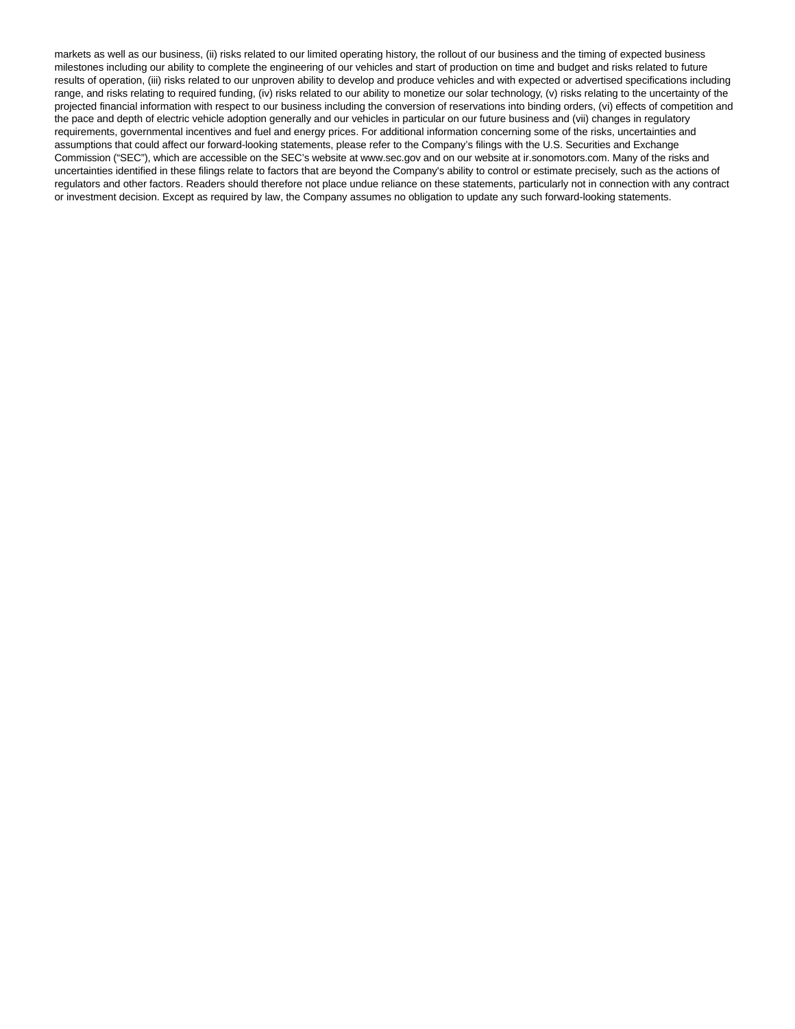markets as well as our business, (ii) risks related to our limited operating history, the rollout of our business and the timing of expected business milestones including our ability to complete the engineering of our vehicles and start of production on time and budget and risks related to future results of operation, (iii) risks related to our unproven ability to develop and produce vehicles and with expected or advertised specifications including range, and risks relating to required funding, (iv) risks related to our ability to monetize our solar technology, (v) risks relating to the uncertainty of the projected financial information with respect to our business including the conversion of reservations into binding orders, (vi) effects of competition and the pace and depth of electric vehicle adoption generally and our vehicles in particular on our future business and (vii) changes in regulatory requirements, governmental incentives and fuel and energy prices. For additional information concerning some of the risks, uncertainties and assumptions that could affect our forward-looking statements, please refer to the Company's filings with the U.S. Securities and Exchange Commission ("SEC"), which are accessible on the SEC's website at www.sec.gov and on our website at ir.sonomotors.com. Many of the risks and uncertainties identified in these filings relate to factors that are beyond the Company's ability to control or estimate precisely, such as the actions of regulators and other factors. Readers should therefore not place undue reliance on these statements, particularly not in connection with any contract or investment decision. Except as required by law, the Company assumes no obligation to update any such forward-looking statements.